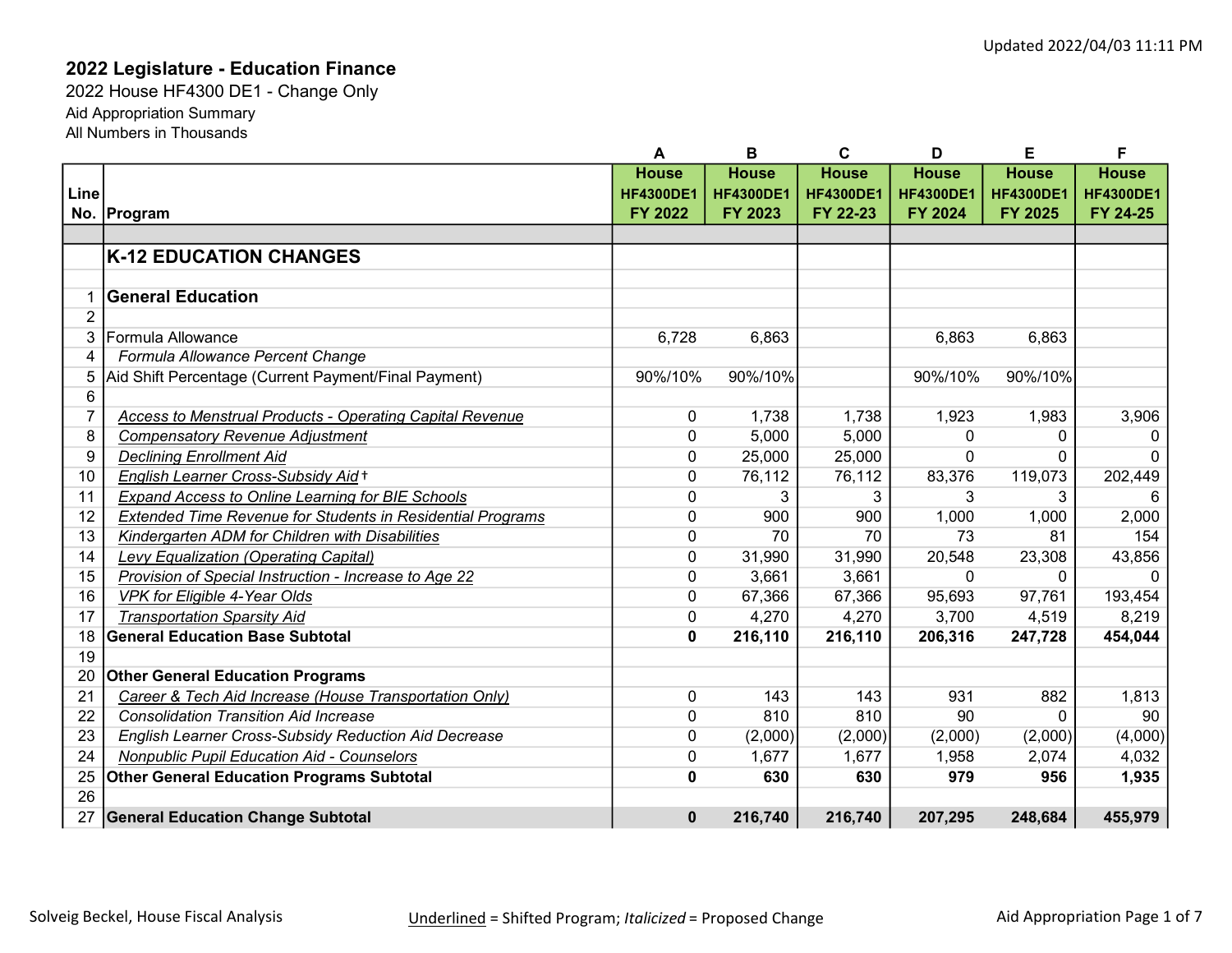Updated 2022/04/03 11:11 PM

**2022 Legislature - Education Finance**

2022 House HF4300 DE1 - Change Only

Aid Appropriation Summary

All Numbers in Thousands

| Line No. | Program | A<br>House HF4300DE1 FY 2022 | B<br>House HF4300DE1 FY 2023 | C<br>House HF4300DE1 FY 22-23 | D<br>House HF4300DE1 FY 2024 | E<br>House HF4300DE1 FY 2025 | F<br>House HF4300DE1 FY 24-25 |
|---|---|---|---|---|---|---|---|
| | **K-12 EDUCATION CHANGES** | | | | | | |
| 1 | **General Education** | | | | | | |
| 2 | | | | | | | |
| 3 | Formula Allowance | 6,728 | 6,863 | | 6,863 | 6,863 | |
| 4 | *Formula Allowance Percent Change* | | | | | | |
| 5 | Aid Shift Percentage (Current Payment/Final Payment) | 90%/10% | 90%/10% | | 90%/10% | 90%/10% | |
| 6 | | | | | | | |
| 7 | *Access to Menstrual Products - Operating Capital Revenue* | 0 | 1,738 | 1,738 | 1,923 | 1,983 | 3,906 |
| 8 | *Compensatory Revenue Adjustment* | 0 | 5,000 | 5,000 | 0 | 0 | 0 |
| 9 | *Declining Enrollment Aid* | 0 | 25,000 | 25,000 | 0 | 0 | 0 |
| 10 | *English Learner Cross-Subsidy Aid* † | 0 | 76,112 | 76,112 | 83,376 | 119,073 | 202,449 |
| 11 | *Expand Access to Online Learning for BIE Schools* | 0 | 3 | 3 | 3 | 3 | 6 |
| 12 | *Extended Time Revenue for Students in Residential Programs* | 0 | 900 | 900 | 1,000 | 1,000 | 2,000 |
| 13 | *Kindergarten ADM for Children with Disabilities* | 0 | 70 | 70 | 73 | 81 | 154 |
| 14 | *Levy Equalization (Operating Capital)* | 0 | 31,990 | 31,990 | 20,548 | 23,308 | 43,856 |
| 15 | *Provision of Special Instruction - Increase to Age 22* | 0 | 3,661 | 3,661 | 0 | 0 | 0 |
| 16 | *VPK for Eligible 4-Year Olds* | 0 | 67,366 | 67,366 | 95,693 | 97,761 | 193,454 |
| 17 | *Transportation Sparsity Aid* | 0 | 4,270 | 4,270 | 3,700 | 4,519 | 8,219 |
| 18 | **General Education Base Subtotal** | **0** | **216,110** | **216,110** | **206,316** | **247,728** | **454,044** |
| 19 | | | | | | | |
| 20 | **Other General Education Programs** | | | | | | |
| 21 | *Career & Tech Aid Increase (House Transportation Only)* | 0 | 143 | 143 | 931 | 882 | 1,813 |
| 22 | *Consolidation Transition Aid Increase* | 0 | 810 | 810 | 90 | 0 | 90 |
| 23 | *English Learner Cross-Subsidy Reduction Aid Decrease* | 0 | (2,000) | (2,000) | (2,000) | (2,000) | (4,000) |
| 24 | *Nonpublic Pupil Education Aid - Counselors* | 0 | 1,677 | 1,677 | 1,958 | 2,074 | 4,032 |
| 25 | **Other General Education Programs Subtotal** | **0** | **630** | **630** | **979** | **956** | **1,935** |
| 26 | | | | | | | |
| 27 | **General Education Change Subtotal** | **0** | **216,740** | **216,740** | **207,295** | **248,684** | **455,979** |

Solveig Beckel, House Fiscal Analysis

Underlined = Shifted Program; *Italicized* = Proposed Change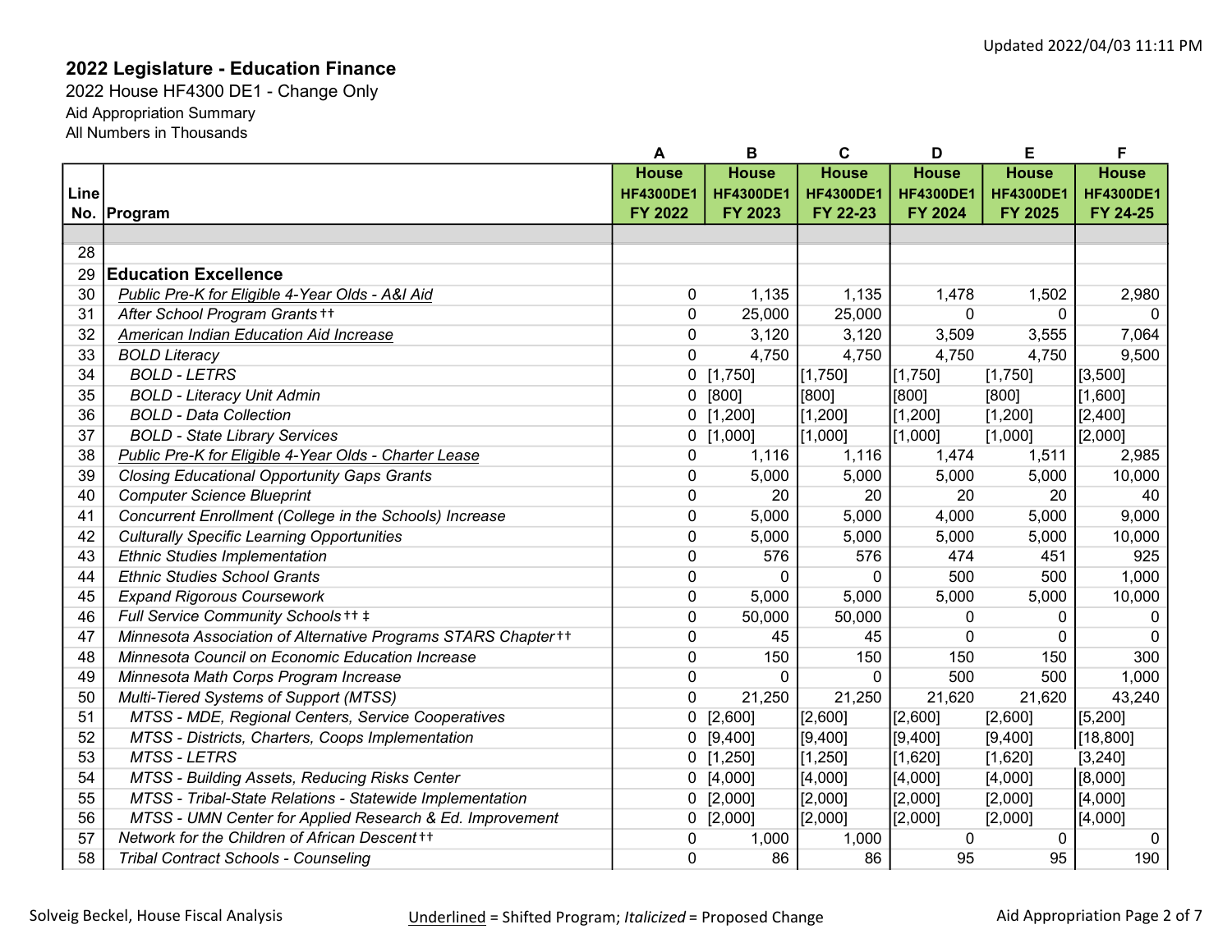Updated 2022/04/03 11:11 PM

## 2022 Legislature - Education Finance

2022 House HF4300 DE1 - Change Only

Aid Appropriation Summary

All Numbers in Thousands

| | | A | B | C | D | E | F |
|---|---|---|---|---|---|---|---|
| Line No. | Program | House HF4300DE1 FY 2022 | House HF4300DE1 FY 2023 | House HF4300DE1 FY 22-23 | House HF4300DE1 FY 2024 | House HF4300DE1 FY 2025 | House HF4300DE1 FY 24-25 |
| | | | | | | | |
| 28 | | | | | | | |
| 29 | **Education Excellence** | | | | | | |
| 30 | *Public Pre-K for Eligible 4-Year Olds - A&I Aid* | 0 | 1,135 | 1,135 | 1,478 | 1,502 | 2,980 |
| 31 | *After School Program Grants ††* | 0 | 25,000 | 25,000 | 0 | 0 | 0 |
| 32 | *American Indian Education Aid Increase* | 0 | 3,120 | 3,120 | 3,509 | 3,555 | 7,064 |
| 33 | *BOLD Literacy* | 0 | 4,750 | 4,750 | 4,750 | 4,750 | 9,500 |
| 34 | *BOLD - LETRS* | 0 | [1,750] | [1,750] | [1,750] | [1,750] | [3,500] |
| 35 | *BOLD - Literacy Unit Admin* | 0 | [800] | [800] | [800] | [800] | [1,600] |
| 36 | *BOLD - Data Collection* | 0 | [1,200] | [1,200] | [1,200] | [1,200] | [2,400] |
| 37 | *BOLD - State Library Services* | 0 | [1,000] | [1,000] | [1,000] | [1,000] | [2,000] |
| 38 | *Public Pre-K for Eligible 4-Year Olds - Charter Lease* | 0 | 1,116 | 1,116 | 1,474 | 1,511 | 2,985 |
| 39 | *Closing Educational Opportunity Gaps Grants* | 0 | 5,000 | 5,000 | 5,000 | 5,000 | 10,000 |
| 40 | *Computer Science Blueprint* | 0 | 20 | 20 | 20 | 20 | 40 |
| 41 | *Concurrent Enrollment (College in the Schools) Increase* | 0 | 5,000 | 5,000 | 4,000 | 5,000 | 9,000 |
| 42 | *Culturally Specific Learning Opportunities* | 0 | 5,000 | 5,000 | 5,000 | 5,000 | 10,000 |
| 43 | *Ethnic Studies Implementation* | 0 | 576 | 576 | 474 | 451 | 925 |
| 44 | *Ethnic Studies School Grants* | 0 | 0 | 0 | 500 | 500 | 1,000 |
| 45 | *Expand Rigorous Coursework* | 0 | 5,000 | 5,000 | 5,000 | 5,000 | 10,000 |
| 46 | *Full Service Community Schools †† ‡* | 0 | 50,000 | 50,000 | 0 | 0 | 0 |
| 47 | *Minnesota Association of Alternative Programs STARS Chapter ††* | 0 | 45 | 45 | 0 | 0 | 0 |
| 48 | *Minnesota Council on Economic Education Increase* | 0 | 150 | 150 | 150 | 150 | 300 |
| 49 | *Minnesota Math Corps Program Increase* | 0 | 0 | 0 | 500 | 500 | 1,000 |
| 50 | *Multi-Tiered Systems of Support (MTSS)* | 0 | 21,250 | 21,250 | 21,620 | 21,620 | 43,240 |
| 51 | *MTSS - MDE, Regional Centers, Service Cooperatives* | 0 | [2,600] | [2,600] | [2,600] | [2,600] | [5,200] |
| 52 | *MTSS - Districts, Charters, Coops Implementation* | 0 | [9,400] | [9,400] | [9,400] | [9,400] | [18,800] |
| 53 | *MTSS - LETRS* | 0 | [1,250] | [1,250] | [1,620] | [1,620] | [3,240] |
| 54 | *MTSS - Building Assets, Reducing Risks Center* | 0 | [4,000] | [4,000] | [4,000] | [4,000] | [8,000] |
| 55 | *MTSS - Tribal-State Relations - Statewide Implementation* | 0 | [2,000] | [2,000] | [2,000] | [2,000] | [4,000] |
| 56 | *MTSS - UMN Center for Applied Research & Ed. Improvement* | 0 | [2,000] | [2,000] | [2,000] | [2,000] | [4,000] |
| 57 | *Network for the Children of African Descent ††* | 0 | 1,000 | 1,000 | 0 | 0 | 0 |
| 58 | *Tribal Contract Schools - Counseling* | 0 | 86 | 86 | 95 | 95 | 190 |

Solveig Beckel, House Fiscal Analysis

Underlined = Shifted Program; *Italicized* = Proposed Change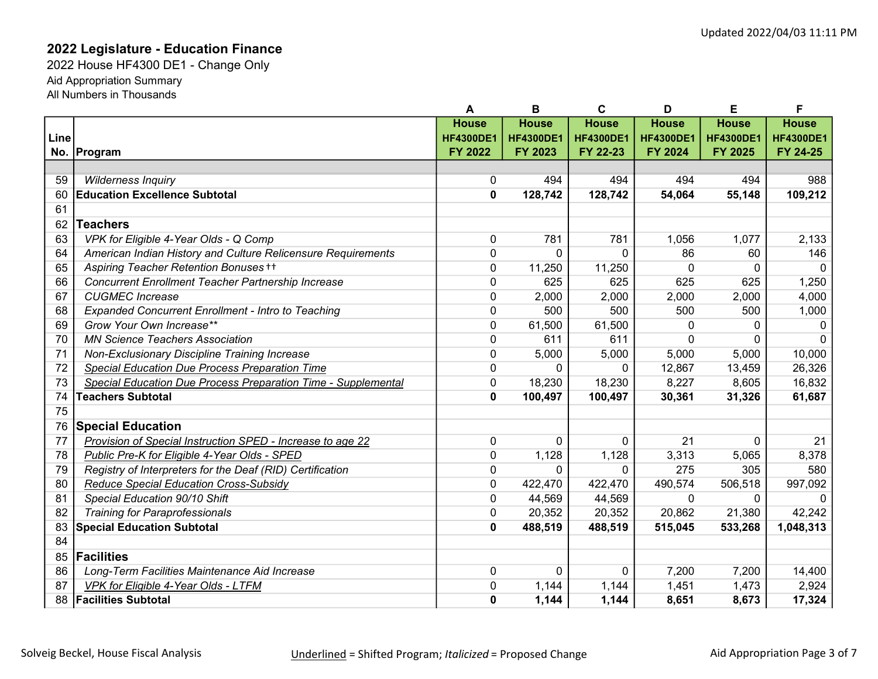## 2022 Legislature - Education Finance

2022 House HF4300 DE1 - Change Only

Aid Appropriation Summary

All Numbers in Thousands

| Line No. | Program | A<br>House HF4300DE1 FY 2022 | B<br>House HF4300DE1 FY 2023 | C<br>House HF4300DE1 FY 22-23 | D<br>House HF4300DE1 FY 2024 | E<br>House HF4300DE1 FY 2025 | F<br>House HF4300DE1 FY 24-25 |
|---|---|---|---|---|---|---|---|
| 59 | *Wilderness Inquiry* | 0 | 494 | 494 | 494 | 494 | 988 |
| 60 | **Education Excellence Subtotal** | **0** | **128,742** | **128,742** | **54,064** | **55,148** | **109,212** |
| 61 | | | | | | | |
| 62 | **Teachers** | | | | | | |
| 63 | *VPK for Eligible 4-Year Olds - Q Comp* | 0 | 781 | 781 | 1,056 | 1,077 | 2,133 |
| 64 | *American Indian History and Culture Relicensure Requirements* | 0 | 0 | 0 | 86 | 60 | 146 |
| 65 | *Aspiring Teacher Retention Bonuses ††* | 0 | 11,250 | 11,250 | 0 | 0 | 0 |
| 66 | *Concurrent Enrollment Teacher Partnership Increase* | 0 | 625 | 625 | 625 | 625 | 1,250 |
| 67 | *CUGMEC Increase* | 0 | 2,000 | 2,000 | 2,000 | 2,000 | 4,000 |
| 68 | *Expanded Concurrent Enrollment - Intro to Teaching* | 0 | 500 | 500 | 500 | 500 | 1,000 |
| 69 | *Grow Your Own Increase*** | 0 | 61,500 | 61,500 | 0 | 0 | 0 |
| 70 | *MN Science Teachers Association* | 0 | 611 | 611 | 0 | 0 | 0 |
| 71 | *Non-Exclusionary Discipline Training Increase* | 0 | 5,000 | 5,000 | 5,000 | 5,000 | 10,000 |
| 72 | <u>*Special Education Due Process Preparation Time*</u> | 0 | 0 | 0 | 12,867 | 13,459 | 26,326 |
| 73 | <u>*Special Education Due Process Preparation Time - Supplemental*</u> | 0 | 18,230 | 18,230 | 8,227 | 8,605 | 16,832 |
| 74 | **Teachers Subtotal** | **0** | **100,497** | **100,497** | **30,361** | **31,326** | **61,687** |
| 75 | | | | | | | |
| 76 | **Special Education** | | | | | | |
| 77 | <u>*Provision of Special Instruction SPED - Increase to age 22*</u> | 0 | 0 | 0 | 21 | 0 | 21 |
| 78 | <u>*Public Pre-K for Eligible 4-Year Olds - SPED*</u> | 0 | 1,128 | 1,128 | 3,313 | 5,065 | 8,378 |
| 79 | *Registry of Interpreters for the Deaf (RID) Certification* | 0 | 0 | 0 | 275 | 305 | 580 |
| 80 | <u>*Reduce Special Education Cross-Subsidy*</u> | 0 | 422,470 | 422,470 | 490,574 | 506,518 | 997,092 |
| 81 | *Special Education 90/10 Shift* | 0 | 44,569 | 44,569 | 0 | 0 | 0 |
| 82 | *Training for Paraprofessionals* | 0 | 20,352 | 20,352 | 20,862 | 21,380 | 42,242 |
| 83 | **Special Education Subtotal** | **0** | **488,519** | **488,519** | **515,045** | **533,268** | **1,048,313** |
| 84 | | | | | | | |
| 85 | **Facilities** | | | | | | |
| 86 | *Long-Term Facilities Maintenance Aid Increase* | 0 | 0 | 0 | 7,200 | 7,200 | 14,400 |
| 87 | <u>*VPK for Eligible 4-Year Olds - LTFM*</u> | 0 | 1,144 | 1,144 | 1,451 | 1,473 | 2,924 |
| 88 | **Facilities Subtotal** | **0** | **1,144** | **1,144** | **8,651** | **8,673** | **17,324** |

Underlined = Shifted Program; *Italicized* = Proposed Change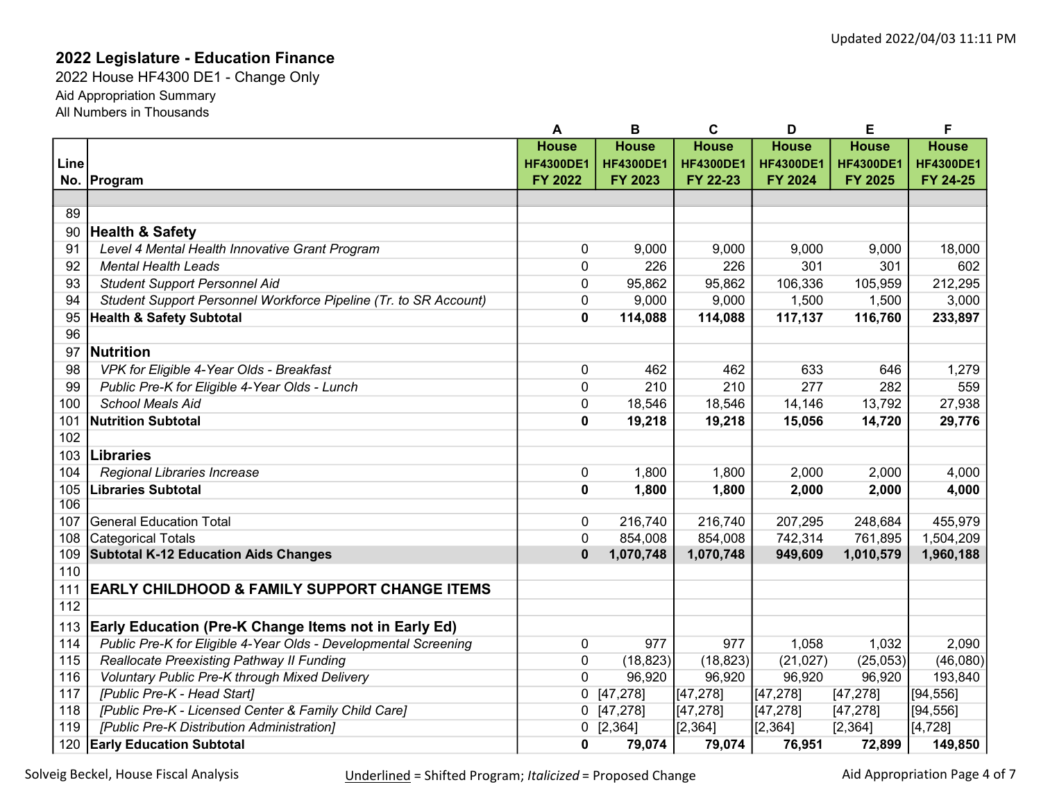Updated 2022/04/03 11:11 PM

## 2022 Legislature - Education Finance

2022 House HF4300 DE1 - Change Only

Aid Appropriation Summary

All Numbers in Thousands

| | | A | B | C | D | E | F |
|---|---|---|---|---|---|---|---|
| Line No. | Program | House HF4300DE1 FY 2022 | House HF4300DE1 FY 2023 | House HF4300DE1 FY 22-23 | House HF4300DE1 FY 2024 | House HF4300DE1 FY 2025 | House HF4300DE1 FY 24-25 |
| 89 | | | | | | | |
| 90 | **Health & Safety** | | | | | | |
| 91 | *Level 4 Mental Health Innovative Grant Program* | 0 | 9,000 | 9,000 | 9,000 | 9,000 | 18,000 |
| 92 | *Mental Health Leads* | 0 | 226 | 226 | 301 | 301 | 602 |
| 93 | *Student Support Personnel Aid* | 0 | 95,862 | 95,862 | 106,336 | 105,959 | 212,295 |
| 94 | *Student Support Personnel Workforce Pipeline (Tr. to SR Account)* | 0 | 9,000 | 9,000 | 1,500 | 1,500 | 3,000 |
| 95 | **Health & Safety Subtotal** | **0** | **114,088** | **114,088** | **117,137** | **116,760** | **233,897** |
| 96 | | | | | | | |
| 97 | **Nutrition** | | | | | | |
| 98 | *VPK for Eligible 4-Year Olds - Breakfast* | 0 | 462 | 462 | 633 | 646 | 1,279 |
| 99 | *Public Pre-K for Eligible 4-Year Olds - Lunch* | 0 | 210 | 210 | 277 | 282 | 559 |
| 100 | *School Meals Aid* | 0 | 18,546 | 18,546 | 14,146 | 13,792 | 27,938 |
| 101 | **Nutrition Subtotal** | **0** | **19,218** | **19,218** | **15,056** | **14,720** | **29,776** |
| 102 | | | | | | | |
| 103 | **Libraries** | | | | | | |
| 104 | *Regional Libraries Increase* | 0 | 1,800 | 1,800 | 2,000 | 2,000 | 4,000 |
| 105 | **Libraries Subtotal** | **0** | **1,800** | **1,800** | **2,000** | **2,000** | **4,000** |
| 106 | | | | | | | |
| 107 | General Education Total | 0 | 216,740 | 216,740 | 207,295 | 248,684 | 455,979 |
| 108 | Categorical Totals | 0 | 854,008 | 854,008 | 742,314 | 761,895 | 1,504,209 |
| 109 | **Subtotal K-12 Education Aids Changes** | **0** | **1,070,748** | **1,070,748** | **949,609** | **1,010,579** | **1,960,188** |
| 110 | | | | | | | |
| 111 | **EARLY CHILDHOOD & FAMILY SUPPORT CHANGE ITEMS** | | | | | | |
| 112 | | | | | | | |
| 113 | **Early Education (Pre-K Change Items not in Early Ed)** | | | | | | |
| 114 | *Public Pre-K for Eligible 4-Year Olds - Developmental Screening* | 0 | 977 | 977 | 1,058 | 1,032 | 2,090 |
| 115 | *Reallocate Preexisting Pathway II Funding* | 0 | (18,823) | (18,823) | (21,027) | (25,053) | (46,080) |
| 116 | *Voluntary Public Pre-K through Mixed Delivery* | 0 | 96,920 | 96,920 | 96,920 | 96,920 | 193,840 |
| 117 | *[Public Pre-K - Head Start]* | 0 | [47,278] | [47,278] | [47,278] | [47,278] | [94,556] |
| 118 | *[Public Pre-K - Licensed Center & Family Child Care]* | 0 | [47,278] | [47,278] | [47,278] | [47,278] | [94,556] |
| 119 | *[Public Pre-K Distribution Administration]* | 0 | [2,364] | [2,364] | [2,364] | [2,364] | [4,728] |
| 120 | **Early Education Subtotal** | **0** | **79,074** | **79,074** | **76,951** | **72,899** | **149,850** |

Solveig Beckel, House Fiscal Analysis — Underlined = Shifted Program; *Italicized* = Proposed Change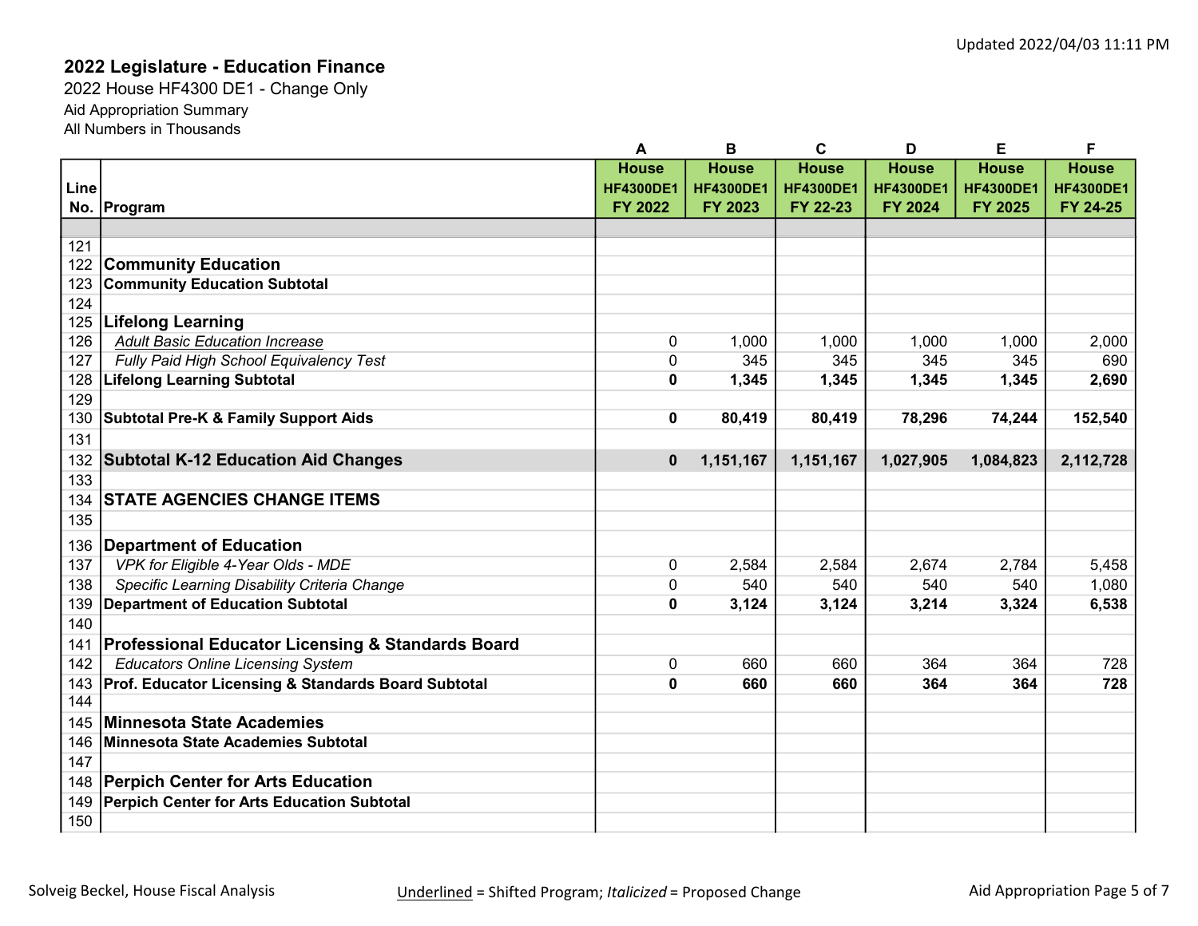Updated 2022/04/03 11:11 PM

**2022 Legislature - Education Finance**

2022 House HF4300 DE1 - Change Only

Aid Appropriation Summary

All Numbers in Thousands

| | | A | B | C | D | E | F |
|---|---|---|---|---|---|---|---|
| **Line No.** | **Program** | **House HF4300DE1 FY 2022** | **House HF4300DE1 FY 2023** | **House HF4300DE1 FY 22-23** | **House HF4300DE1 FY 2024** | **House HF4300DE1 FY 2025** | **House HF4300DE1 FY 24-25** |
| | | | | | | | |
| 121 | | | | | | | |
| 122 | **Community Education** | | | | | | |
| 123 | **Community Education Subtotal** | | | | | | |
| 124 | | | | | | | |
| 125 | **Lifelong Learning** | | | | | | |
| 126 | <u>*Adult Basic Education Increase*</u> | 0 | 1,000 | 1,000 | 1,000 | 1,000 | 2,000 |
| 127 | *Fully Paid High School Equivalency Test* | 0 | 345 | 345 | 345 | 345 | 690 |
| 128 | **Lifelong Learning Subtotal** | **0** | **1,345** | **1,345** | **1,345** | **1,345** | **2,690** |
| 129 | | | | | | | |
| 130 | **Subtotal Pre-K & Family Support Aids** | **0** | **80,419** | **80,419** | **78,296** | **74,244** | **152,540** |
| 131 | | | | | | | |
| 132 | **Subtotal K-12 Education Aid Changes** | **0** | **1,151,167** | **1,151,167** | **1,027,905** | **1,084,823** | **2,112,728** |
| 133 | | | | | | | |
| 134 | **STATE AGENCIES CHANGE ITEMS** | | | | | | |
| 135 | | | | | | | |
| 136 | **Department of Education** | | | | | | |
| 137 | *VPK for Eligible 4-Year Olds - MDE* | 0 | 2,584 | 2,584 | 2,674 | 2,784 | 5,458 |
| 138 | *Specific Learning Disability Criteria Change* | 0 | 540 | 540 | 540 | 540 | 1,080 |
| 139 | **Department of Education Subtotal** | **0** | **3,124** | **3,124** | **3,214** | **3,324** | **6,538** |
| 140 | | | | | | | |
| 141 | **Professional Educator Licensing & Standards Board** | | | | | | |
| 142 | *Educators Online Licensing System* | 0 | 660 | 660 | 364 | 364 | 728 |
| 143 | **Prof. Educator Licensing & Standards Board Subtotal** | **0** | **660** | **660** | **364** | **364** | **728** |
| 144 | | | | | | | |
| 145 | **Minnesota State Academies** | | | | | | |
| 146 | **Minnesota State Academies Subtotal** | | | | | | |
| 147 | | | | | | | |
| 148 | **Perpich Center for Arts Education** | | | | | | |
| 149 | **Perpich Center for Arts Education Subtotal** | | | | | | |
| 150 | | | | | | | |

Solveig Beckel, House Fiscal Analysis

<u>Underlined</u> = Shifted Program; *Italicized* = Proposed Change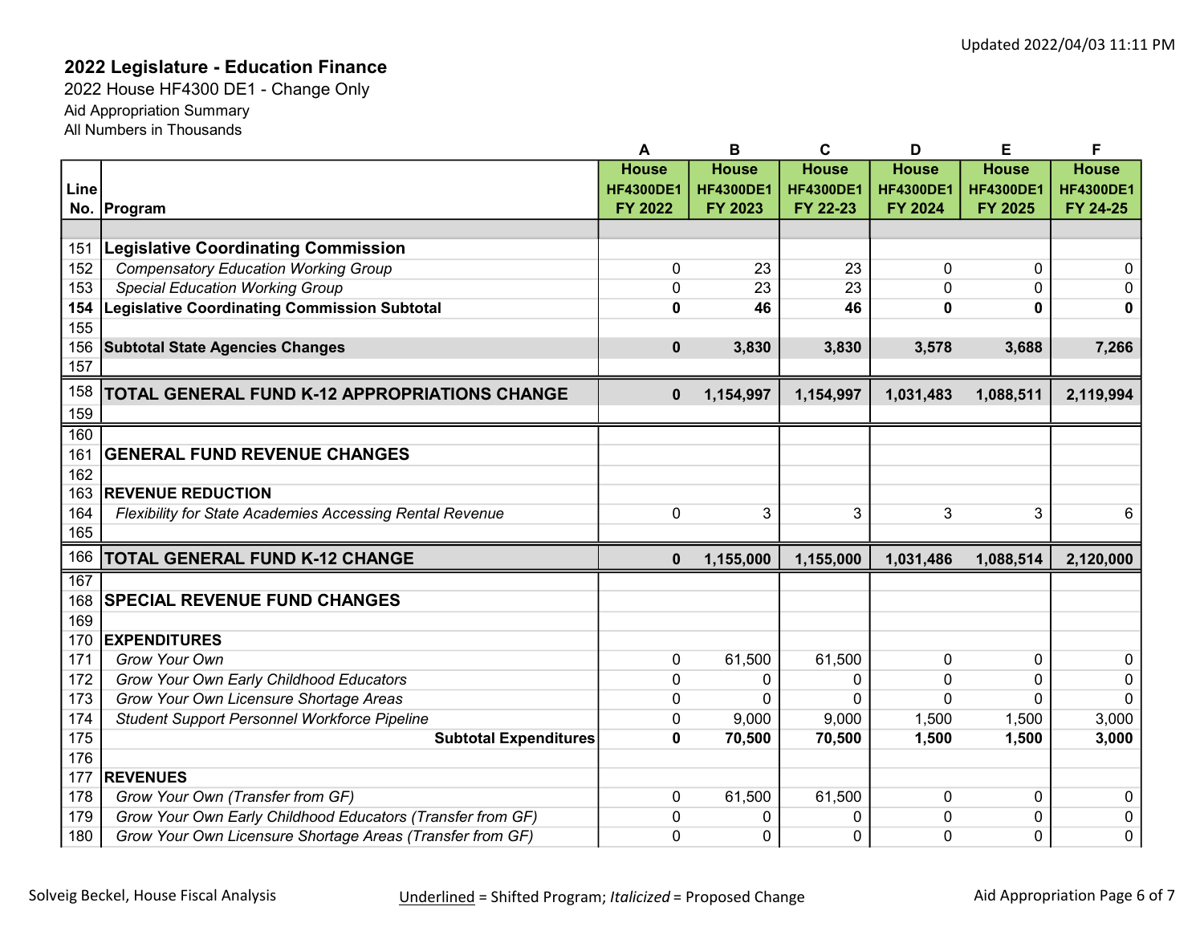Updated 2022/04/03 11:11 PM

## 2022 Legislature - Education Finance

2022 House HF4300 DE1 - Change Only
Aid Appropriation Summary
All Numbers in Thousands

| Line No. | Program | A<br>House HF4300DE1 FY 2022 | B<br>House HF4300DE1 FY 2023 | C<br>House HF4300DE1 FY 22-23 | D<br>House HF4300DE1 FY 2024 | E<br>House HF4300DE1 FY 2025 | F<br>House HF4300DE1 FY 24-25 |
|---|---|---|---|---|---|---|---|
| 151 | **Legislative Coordinating Commission** | | | | | | |
| 152 | *Compensatory Education Working Group* | 0 | 23 | 23 | 0 | 0 | 0 |
| 153 | *Special Education Working Group* | 0 | 23 | 23 | 0 | 0 | 0 |
| **154** | **Legislative Coordinating Commission Subtotal** | **0** | **46** | **46** | **0** | **0** | **0** |
| 155 | | | | | | | |
| 156 | **Subtotal State Agencies Changes** | **0** | **3,830** | **3,830** | **3,578** | **3,688** | **7,266** |
| 157 | | | | | | | |
| 158 | **TOTAL GENERAL FUND K-12 APPROPRIATIONS CHANGE** | **0** | **1,154,997** | **1,154,997** | **1,031,483** | **1,088,511** | **2,119,994** |
| 159 | | | | | | | |
| 160 | | | | | | | |
| 161 | **GENERAL FUND REVENUE CHANGES** | | | | | | |
| 162 | | | | | | | |
| 163 | **REVENUE REDUCTION** | | | | | | |
| 164 | *Flexibility for State Academies Accessing Rental Revenue* | 0 | 3 | 3 | 3 | 3 | 6 |
| 165 | | | | | | | |
| 166 | **TOTAL GENERAL FUND K-12 CHANGE** | **0** | **1,155,000** | **1,155,000** | **1,031,486** | **1,088,514** | **2,120,000** |
| 167 | | | | | | | |
| 168 | **SPECIAL REVENUE FUND CHANGES** | | | | | | |
| 169 | | | | | | | |
| 170 | **EXPENDITURES** | | | | | | |
| 171 | *Grow Your Own* | 0 | 61,500 | 61,500 | 0 | 0 | 0 |
| 172 | *Grow Your Own Early Childhood Educators* | 0 | 0 | 0 | 0 | 0 | 0 |
| 173 | *Grow Your Own Licensure Shortage Areas* | 0 | 0 | 0 | 0 | 0 | 0 |
| 174 | *Student Support Personnel Workforce Pipeline* | 0 | 9,000 | 9,000 | 1,500 | 1,500 | 3,000 |
| 175 | **Subtotal Expenditures** | **0** | **70,500** | **70,500** | **1,500** | **1,500** | **3,000** |
| 176 | | | | | | | |
| 177 | **REVENUES** | | | | | | |
| 178 | *Grow Your Own (Transfer from GF)* | 0 | 61,500 | 61,500 | 0 | 0 | 0 |
| 179 | *Grow Your Own Early Childhood Educators (Transfer from GF)* | 0 | 0 | 0 | 0 | 0 | 0 |
| 180 | *Grow Your Own Licensure Shortage Areas (Transfer from GF)* | 0 | 0 | 0 | 0 | 0 | 0 |

Solveig Beckel, House Fiscal Analysis — Underlined = Shifted Program; *Italicized* = Proposed Change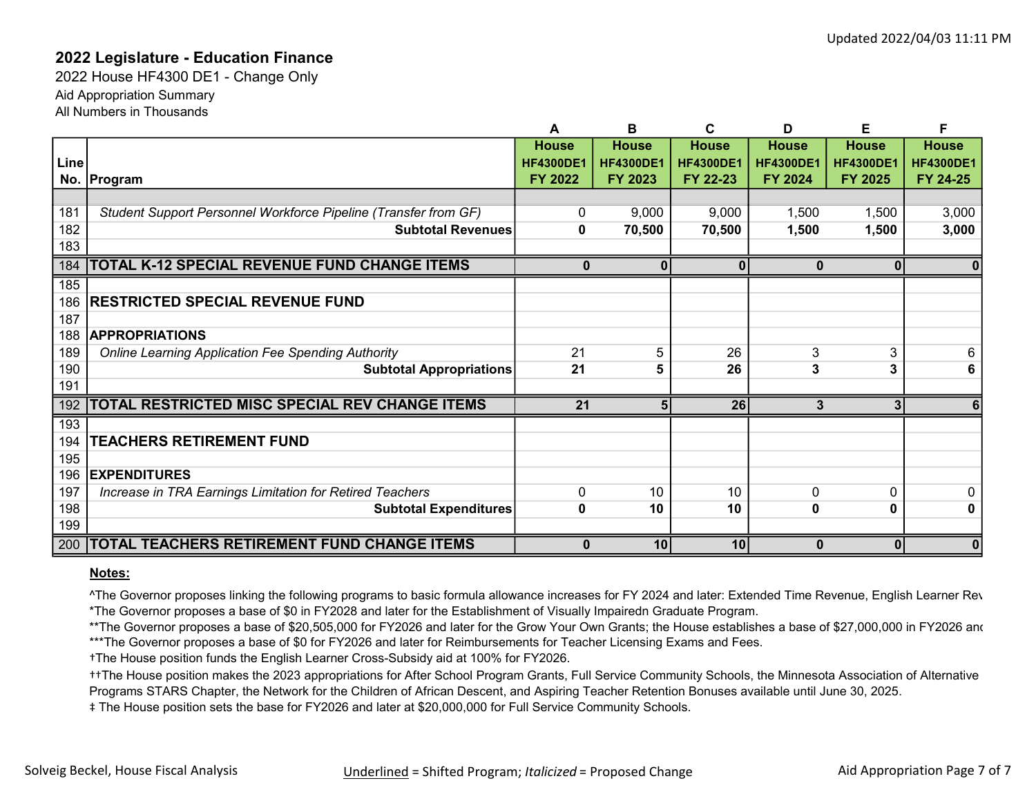Updated 2022/04/03 11:11 PM

## 2022 Legislature - Education Finance

2022 House HF4300 DE1 - Change Only
Aid Appropriation Summary
All Numbers in Thousands

| | | A | B | C | D | E | F |
|---|---|---|---|---|---|---|---|
| Line No. | Program | House HF4300DE1 FY 2022 | House HF4300DE1 FY 2023 | House HF4300DE1 FY 22-23 | House HF4300DE1 FY 2024 | House HF4300DE1 FY 2025 | House HF4300DE1 FY 24-25 |
| | | | | | | | |
| 181 | *Student Support Personnel Workforce Pipeline (Transfer from GF)* | 0 | 9,000 | 9,000 | 1,500 | 1,500 | 3,000 |
| 182 | **Subtotal Revenues** | **0** | **70,500** | **70,500** | **1,500** | **1,500** | **3,000** |
| 183 | | | | | | | |
| 184 | **TOTAL K-12 SPECIAL REVENUE FUND CHANGE ITEMS** | **0** | **0** | **0** | **0** | **0** | **0** |
| 185 | | | | | | | |
| 186 | **RESTRICTED SPECIAL REVENUE FUND** | | | | | | |
| 187 | | | | | | | |
| 188 | **APPROPRIATIONS** | | | | | | |
| 189 | *Online Learning Application Fee Spending Authority* | 21 | 5 | 26 | 3 | 3 | 6 |
| 190 | **Subtotal Appropriations** | **21** | **5** | **26** | **3** | **3** | **6** |
| 191 | | | | | | | |
| 192 | **TOTAL RESTRICTED MISC SPECIAL REV CHANGE ITEMS** | **21** | **5** | **26** | **3** | **3** | **6** |
| 193 | | | | | | | |
| 194 | **TEACHERS RETIREMENT FUND** | | | | | | |
| 195 | | | | | | | |
| 196 | **EXPENDITURES** | | | | | | |
| 197 | *Increase in TRA Earnings Limitation for Retired Teachers* | 0 | 10 | 10 | 0 | 0 | 0 |
| 198 | **Subtotal Expenditures** | **0** | **10** | **10** | **0** | **0** | **0** |
| 199 | | | | | | | |
| 200 | **TOTAL TEACHERS RETIREMENT FUND CHANGE ITEMS** | **0** | **10** | **10** | **0** | **0** | **0** |

**Notes:**

^The Governor proposes linking the following programs to basic formula allowance increases for FY 2024 and later: Extended Time Revenue, English Learner Rev

*The Governor proposes a base of $0 in FY2028 and later for the Establishment of Visually Impairedn Graduate Program.

**The Governor proposes a base of $20,505,000 for FY2026 and later for the Grow Your Own Grants; the House establishes a base of $27,000,000 in FY2026 anc

***The Governor proposes a base of $0 for FY2026 and later for Reimbursements for Teacher Licensing Exams and Fees.

†The House position funds the English Learner Cross-Subsidy aid at 100% for FY2026.

††The House position makes the 2023 appropriations for After School Program Grants, Full Service Community Schools, the Minnesota Association of Alternative Programs STARS Chapter, the Network for the Children of African Descent, and Aspiring Teacher Retention Bonuses available until June 30, 2025.

‡ The House position sets the base for FY2026 and later at $20,000,000 for Full Service Community Schools.

Solveig Beckel, House Fiscal Analysis

Underlined = Shifted Program; *Italicized* = Proposed Change